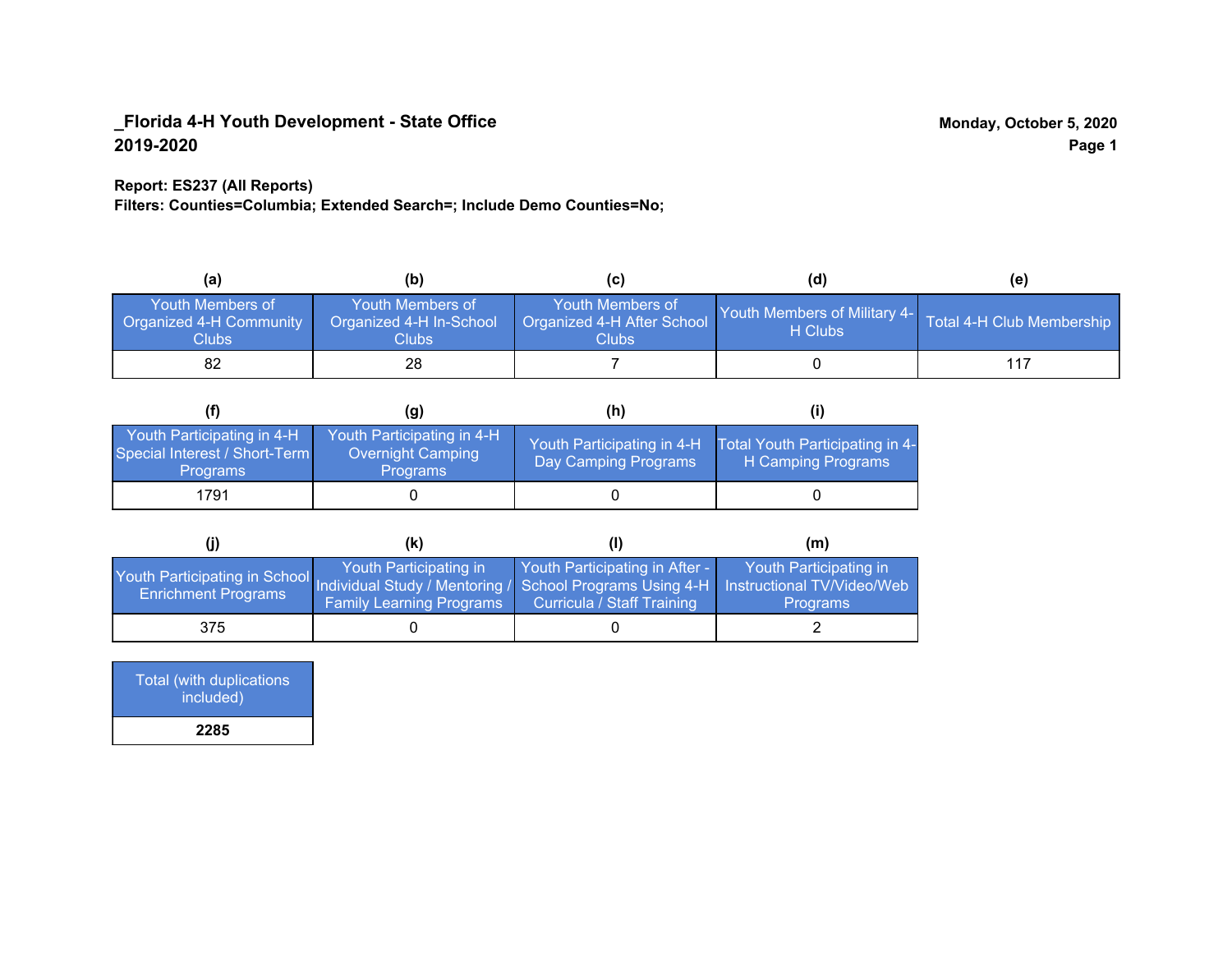**_Florida 4-H Youth Development - State Office**
**2019-2020**

**Monday, October 5, 2020**

**Report: ES237 (All Reports)**
**Filters: Counties=Columbia; Extended Search=; Include Demo Counties=No;**

| (a) | (b) | (c) | (d) | (e) |
|---|---|---|---|---|
| Youth Members of Organized 4-H Community Clubs | Youth Members of Organized 4-H In-School Clubs | Youth Members of Organized 4-H After School Clubs | Youth Members of Military 4-H Clubs | Total 4-H Club Membership |
| 82 | 28 | 7 | 0 | 117 |

| (f) | (g) | (h) | (i) |
|---|---|---|---|
| Youth Participating in 4-H Special Interest / Short-Term Programs | Youth Participating in 4-H Overnight Camping Programs | Youth Participating in 4-H Day Camping Programs | Total Youth Participating in 4-H Camping Programs |
| 1791 | 0 | 0 | 0 |

| (j) | (k) | (l) | (m) |
|---|---|---|---|
| Youth Participating in School Enrichment Programs | Youth Participating in Individual Study / Mentoring / Family Learning Programs | Youth Participating in After - School Programs Using 4-H Curricula / Staff Training | Youth Participating in Instructional TV/Video/Web Programs |
| 375 | 0 | 0 | 2 |

| Total (with duplications included) |
|---|
| **2285** |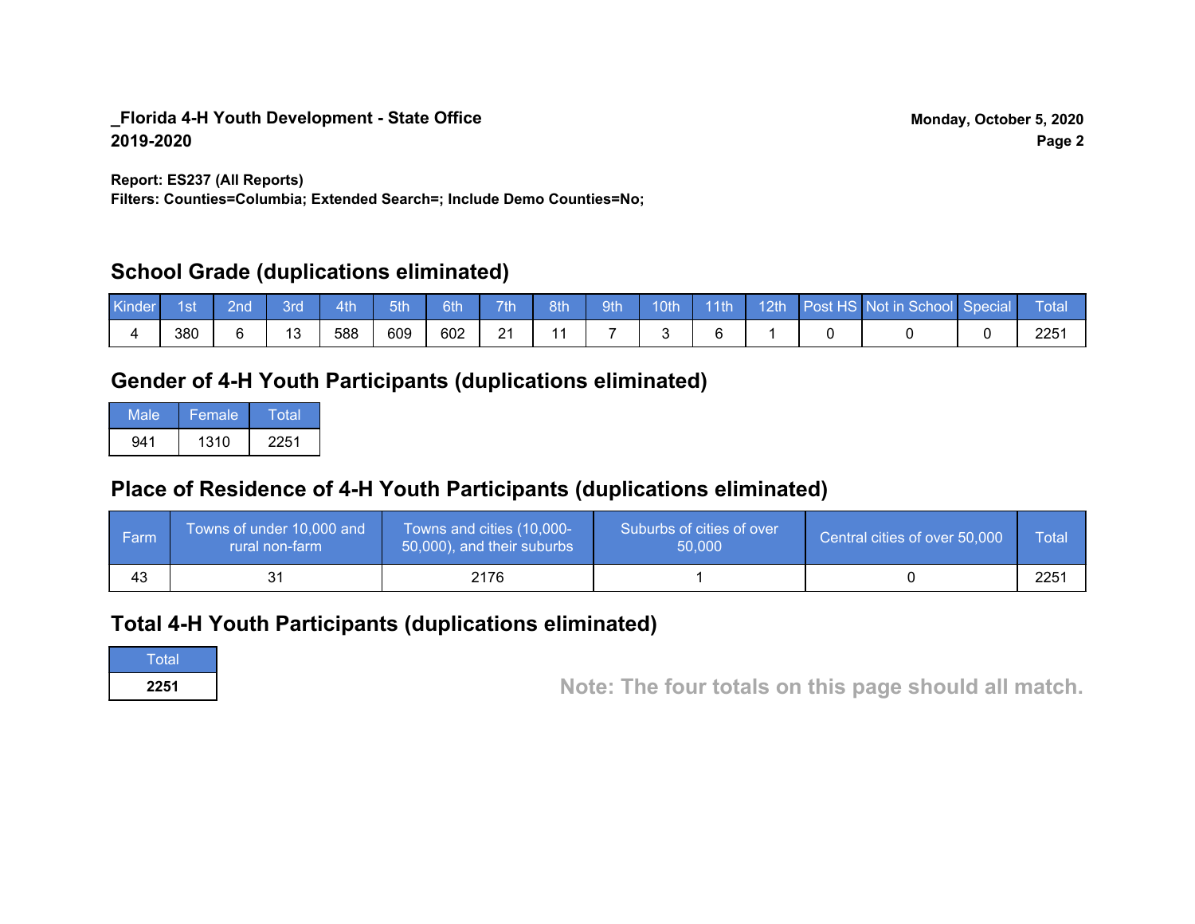**_Florida 4-H Youth Development - State Office**
**2019-2020**

**Monday, October 5, 2020**

**Report: ES237 (All Reports)**
**Filters: Counties=Columbia; Extended Search=; Include Demo Counties=No;**

## School Grade (duplications eliminated)

| Kinder | 1st | 2nd | 3rd | 4th | 5th | 6th | 7th | 8th | 9th | 10th | 11th | 12th | Post HS | Not in School | Special | Total |
|---|---|---|---|---|---|---|---|---|---|---|---|---|---|---|---|---|
| 4 | 380 | 6 | 13 | 588 | 609 | 602 | 21 | 11 | 7 | 3 | 6 | 1 | 0 | 0 | 0 | 2251 |

## Gender of 4-H Youth Participants (duplications eliminated)

| Male | Female | Total |
|---|---|---|
| 941 | 1310 | 2251 |

## Place of Residence of 4-H Youth Participants (duplications eliminated)

| Farm | Towns of under 10,000 and rural non-farm | Towns and cities (10,000-50,000), and their suburbs | Suburbs of cities of over 50,000 | Central cities of over 50,000 | Total |
|---|---|---|---|---|---|
| 43 | 31 | 2176 | 1 | 0 | 2251 |

## Total 4-H Youth Participants (duplications eliminated)

| Total |
|---|
| **2251** |

**Note: The four totals on this page should all match.**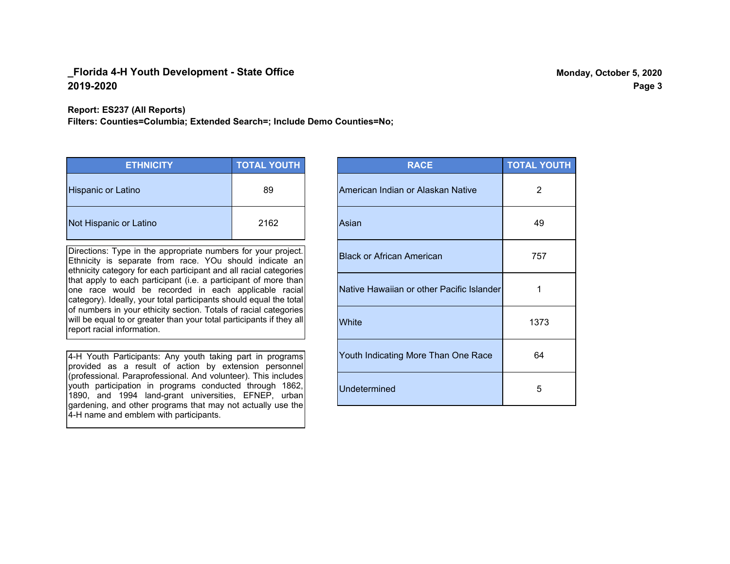**_Florida 4-H Youth Development - State Office**
**2019-2020**

**Monday, October 5, 2020**

**Report: ES237 (All Reports)**
**Filters: Counties=Columbia; Extended Search=; Include Demo Counties=No;**

| ETHNICITY | TOTAL YOUTH |
|---|---|
| Hispanic or Latino | 89 |
| Not Hispanic or Latino | 2162 |

Directions: Type in the appropriate numbers for your project. Ethnicity is separate from race. YOu should indicate an ethnicity category for each participant and all racial categories that apply to each participant (i.e. a participant of more than one race would be recorded in each applicable racial category). Ideally, your total participants should equal the total of numbers in your ethicity section. Totals of racial categories will be equal to or greater than your total participants if they all report racial information.

4-H Youth Participants: Any youth taking part in programs provided as a result of action by extension personnel (professional. Paraprofessional. And volunteer). This includes youth participation in programs conducted through 1862, 1890, and 1994 land-grant universities, EFNEP, urban gardening, and other programs that may not actually use the 4-H name and emblem with participants.

| RACE | TOTAL YOUTH |
|---|---|
| American Indian or Alaskan Native | 2 |
| Asian | 49 |
| Black or African American | 757 |
| Native Hawaiian or other Pacific Islander | 1 |
| White | 1373 |
| Youth Indicating More Than One Race | 64 |
| Undetermined | 5 |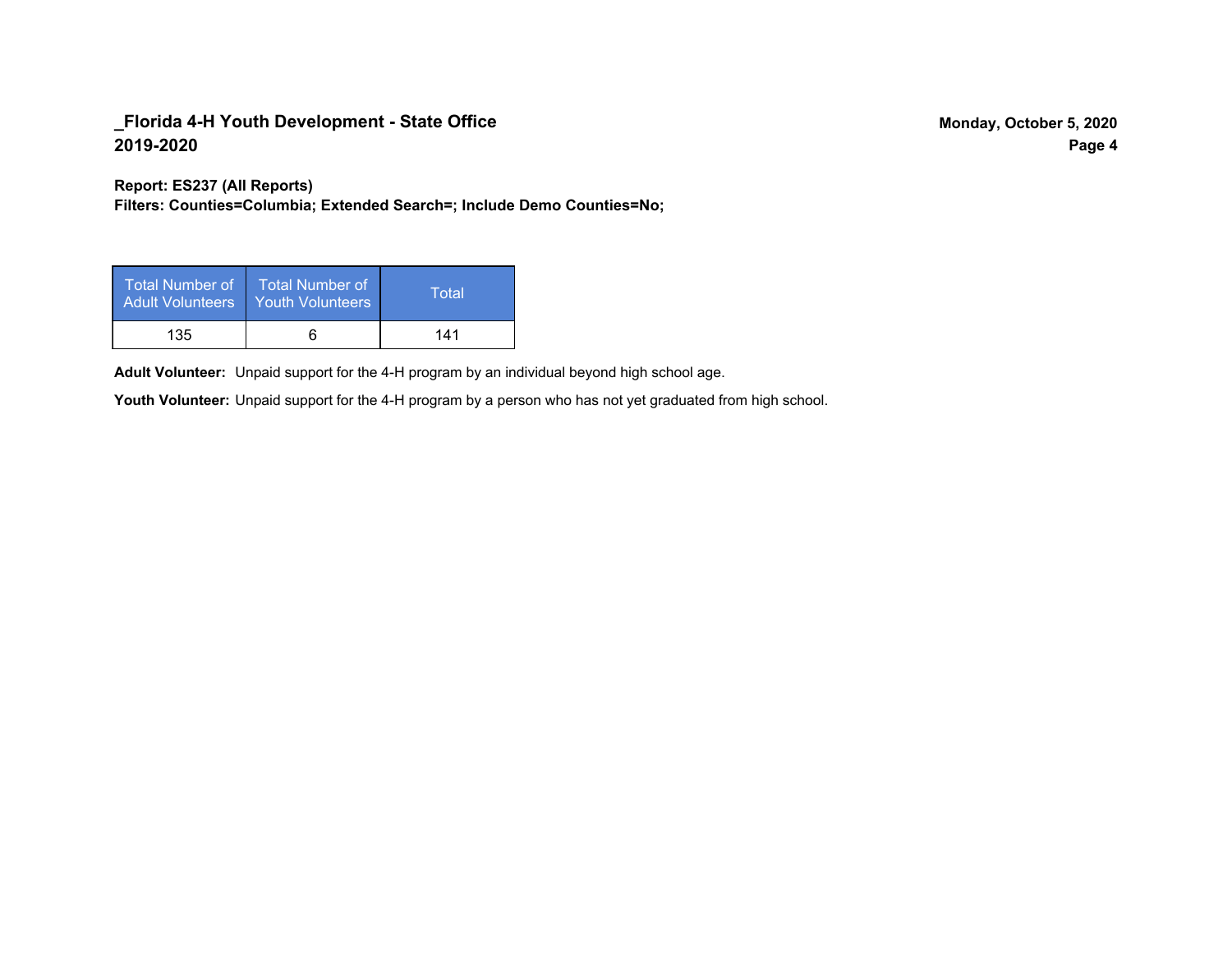**Report: ES237 (All Reports)**
**Filters: Counties=Columbia; Extended Search=; Include Demo Counties=No;**

| Total Number of Adult Volunteers | Total Number of Youth Volunteers | Total |
|---|---|---|
| 135 | 6 | 141 |

**Adult Volunteer:** Unpaid support for the 4-H program by an individual beyond high school age.

**Youth Volunteer:** Unpaid support for the 4-H program by a person who has not yet graduated from high school.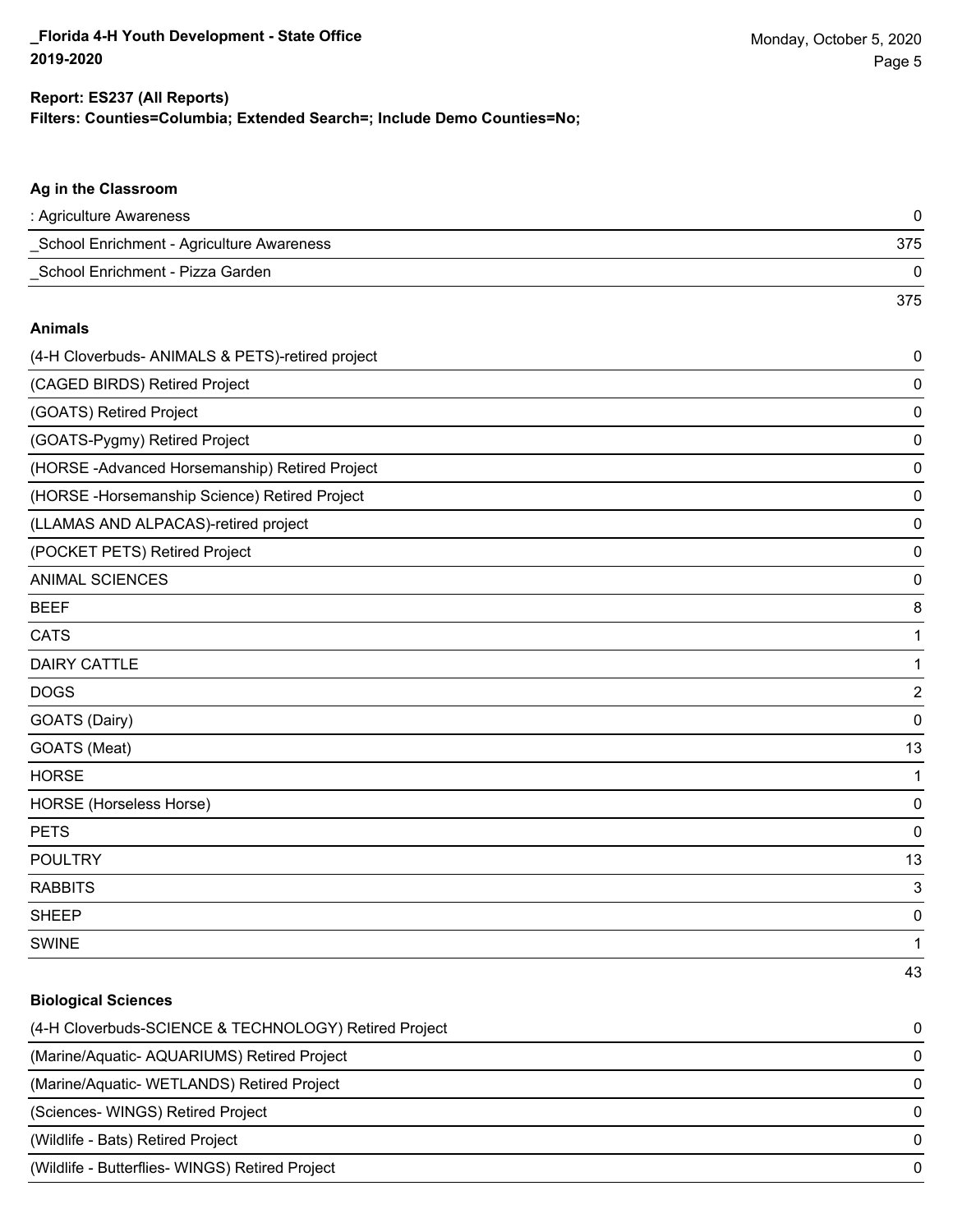**Report: ES237 (All Reports)**

**Filters: Counties=Columbia; Extended Search=; Include Demo Counties=No;**

### Ag in the Classroom

| | |
|---|---|
| : Agriculture Awareness | 0 |
| _School Enrichment - Agriculture Awareness | 375 |
| _School Enrichment - Pizza Garden | 0 |
| | 375 |

### Animals

| | |
|---|---|
| (4-H Cloverbuds- ANIMALS & PETS)-retired project | 0 |
| (CAGED BIRDS) Retired Project | 0 |
| (GOATS) Retired Project | 0 |
| (GOATS-Pygmy) Retired Project | 0 |
| (HORSE -Advanced Horsemanship) Retired Project | 0 |
| (HORSE -Horsemanship Science) Retired Project | 0 |
| (LLAMAS AND ALPACAS)-retired project | 0 |
| (POCKET PETS) Retired Project | 0 |
| ANIMAL SCIENCES | 0 |
| BEEF | 8 |
| CATS | 1 |
| DAIRY CATTLE | 1 |
| DOGS | 2 |
| GOATS (Dairy) | 0 |
| GOATS (Meat) | 13 |
| HORSE | 1 |
| HORSE (Horseless Horse) | 0 |
| PETS | 0 |
| POULTRY | 13 |
| RABBITS | 3 |
| SHEEP | 0 |
| SWINE | 1 |
| | 43 |

### Biological Sciences

| | |
|---|---|
| (4-H Cloverbuds-SCIENCE & TECHNOLOGY) Retired Project | 0 |
| (Marine/Aquatic- AQUARIUMS) Retired Project | 0 |
| (Marine/Aquatic- WETLANDS) Retired Project | 0 |
| (Sciences- WINGS) Retired Project | 0 |
| (Wildlife - Bats) Retired Project | 0 |
| (Wildlife - Butterflies- WINGS) Retired Project | 0 |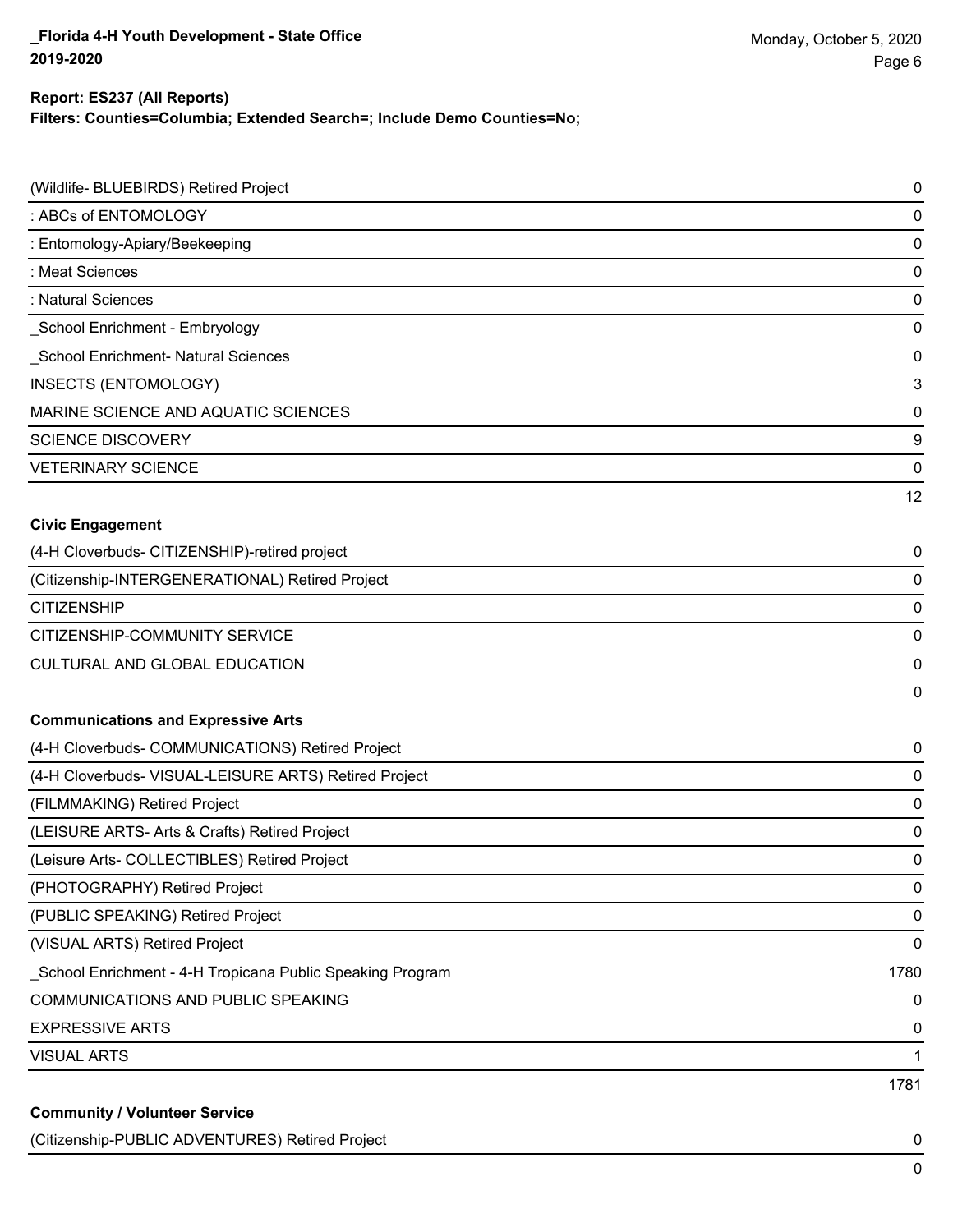**Report: ES237 (All Reports)**
**Filters: Counties=Columbia; Extended Search=; Include Demo Counties=No;**

| | |
|---|---|
| (Wildlife- BLUEBIRDS) Retired Project | 0 |
| : ABCs of ENTOMOLOGY | 0 |
| : Entomology-Apiary/Beekeeping | 0 |
| : Meat Sciences | 0 |
| : Natural Sciences | 0 |
| _School Enrichment - Embryology | 0 |
| _School Enrichment- Natural Sciences | 0 |
| INSECTS (ENTOMOLOGY) | 3 |
| MARINE SCIENCE AND AQUATIC SCIENCES | 0 |
| SCIENCE DISCOVERY | 9 |
| VETERINARY SCIENCE | 0 |
| | 12 |

**Civic Engagement**

| | |
|---|---|
| (4-H Cloverbuds- CITIZENSHIP)-retired project | 0 |
| (Citizenship-INTERGENERATIONAL) Retired Project | 0 |
| CITIZENSHIP | 0 |
| CITIZENSHIP-COMMUNITY SERVICE | 0 |
| CULTURAL AND GLOBAL EDUCATION | 0 |
| | 0 |

**Communications and Expressive Arts**

| | |
|---|---|
| (4-H Cloverbuds- COMMUNICATIONS) Retired Project | 0 |
| (4-H Cloverbuds- VISUAL-LEISURE ARTS) Retired Project | 0 |
| (FILMMAKING) Retired Project | 0 |
| (LEISURE ARTS- Arts & Crafts) Retired Project | 0 |
| (Leisure Arts- COLLECTIBLES) Retired Project | 0 |
| (PHOTOGRAPHY) Retired Project | 0 |
| (PUBLIC SPEAKING) Retired Project | 0 |
| (VISUAL ARTS) Retired Project | 0 |
| _School Enrichment - 4-H Tropicana Public Speaking Program | 1780 |
| COMMUNICATIONS AND PUBLIC SPEAKING | 0 |
| EXPRESSIVE ARTS | 0 |
| VISUAL ARTS | 1 |
| | 1781 |

**Community / Volunteer Service**

| | |
|---|---|
| (Citizenship-PUBLIC ADVENTURES) Retired Project | 0 |
| | 0 |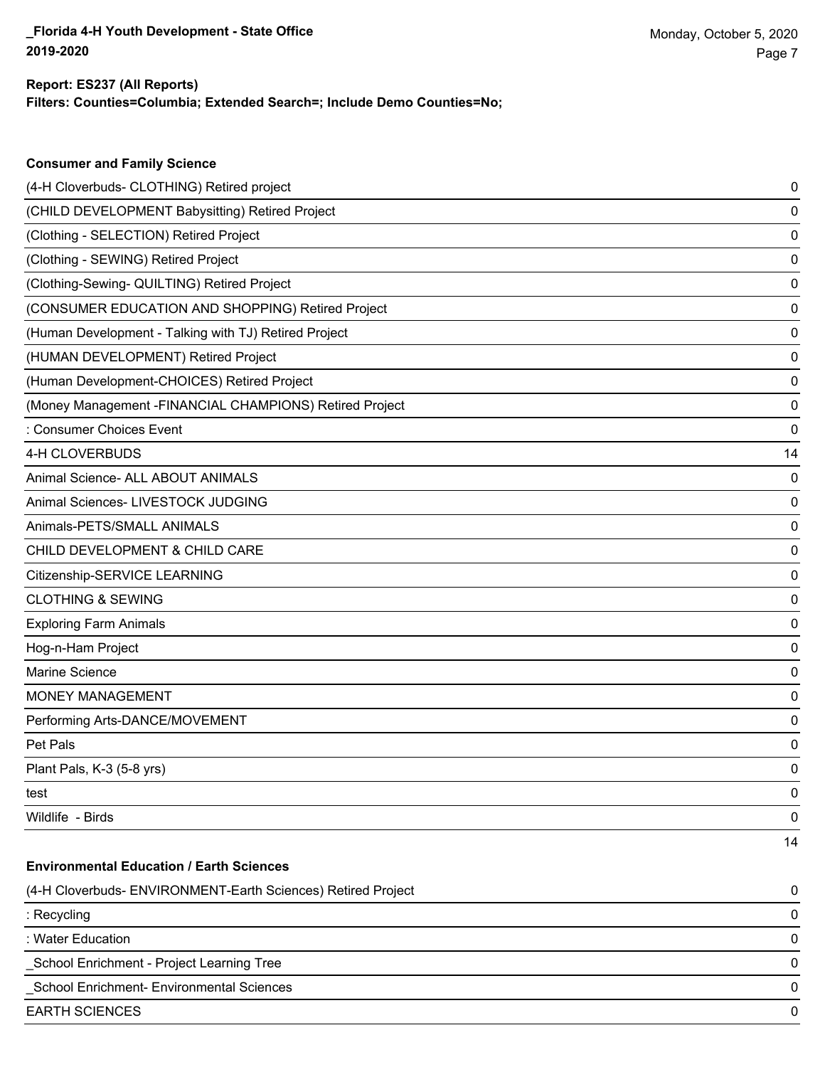**Report: ES237 (All Reports)**
**Filters: Counties=Columbia; Extended Search=; Include Demo Counties=No;**

### Consumer and Family Science

| | |
|---|---|
| (4-H Cloverbuds- CLOTHING) Retired project | 0 |
| (CHILD DEVELOPMENT Babysitting) Retired Project | 0 |
| (Clothing - SELECTION) Retired Project | 0 |
| (Clothing - SEWING) Retired Project | 0 |
| (Clothing-Sewing- QUILTING) Retired Project | 0 |
| (CONSUMER EDUCATION AND SHOPPING) Retired Project | 0 |
| (Human Development - Talking with TJ) Retired Project | 0 |
| (HUMAN DEVELOPMENT) Retired Project | 0 |
| (Human Development-CHOICES) Retired Project | 0 |
| (Money Management -FINANCIAL CHAMPIONS) Retired Project | 0 |
| : Consumer Choices Event | 0 |
| 4-H CLOVERBUDS | 14 |
| Animal Science- ALL ABOUT ANIMALS | 0 |
| Animal Sciences- LIVESTOCK JUDGING | 0 |
| Animals-PETS/SMALL ANIMALS | 0 |
| CHILD DEVELOPMENT & CHILD CARE | 0 |
| Citizenship-SERVICE LEARNING | 0 |
| CLOTHING & SEWING | 0 |
| Exploring Farm Animals | 0 |
| Hog-n-Ham Project | 0 |
| Marine Science | 0 |
| MONEY MANAGEMENT | 0 |
| Performing Arts-DANCE/MOVEMENT | 0 |
| Pet Pals | 0 |
| Plant Pals, K-3 (5-8 yrs) | 0 |
| test | 0 |
| Wildlife - Birds | 0 |
| | 14 |

### Environmental Education / Earth Sciences

| | |
|---|---|
| (4-H Cloverbuds- ENVIRONMENT-Earth Sciences) Retired Project | 0 |
| : Recycling | 0 |
| : Water Education | 0 |
| _School Enrichment - Project Learning Tree | 0 |
| _School Enrichment- Environmental Sciences | 0 |
| EARTH SCIENCES | 0 |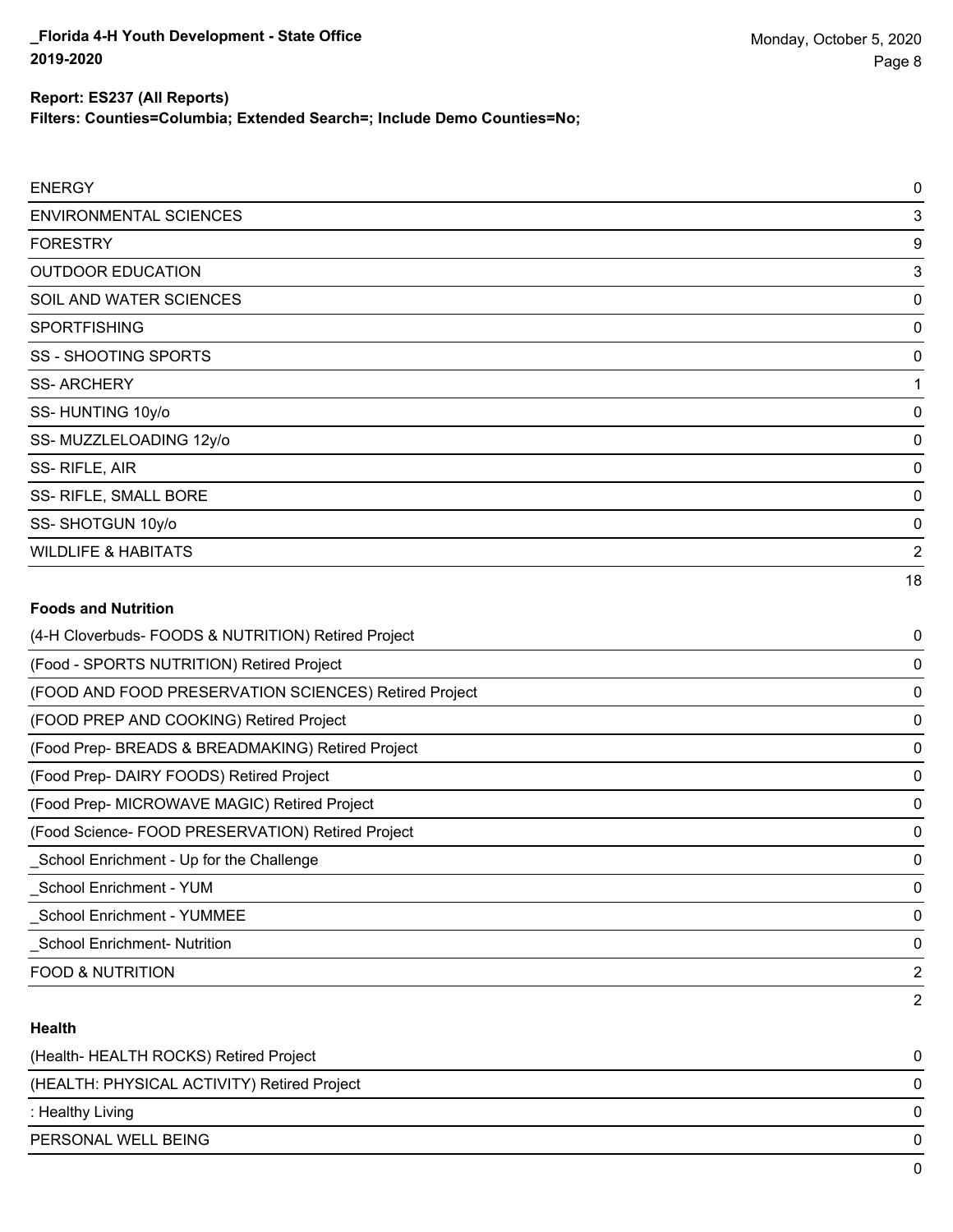**Report: ES237 (All Reports)**

**Filters: Counties=Columbia; Extended Search=; Include Demo Counties=No;**

| | |
|---|---|
| ENERGY | 0 |
| ENVIRONMENTAL SCIENCES | 3 |
| FORESTRY | 9 |
| OUTDOOR EDUCATION | 3 |
| SOIL AND WATER SCIENCES | 0 |
| SPORTFISHING | 0 |
| SS - SHOOTING SPORTS | 0 |
| SS- ARCHERY | 1 |
| SS- HUNTING 10y/o | 0 |
| SS- MUZZLELOADING 12y/o | 0 |
| SS- RIFLE, AIR | 0 |
| SS- RIFLE, SMALL BORE | 0 |
| SS- SHOTGUN 10y/o | 0 |
| WILDLIFE & HABITATS | 2 |
| | 18 |

**Foods and Nutrition**

| | |
|---|---|
| (4-H Cloverbuds- FOODS & NUTRITION) Retired Project | 0 |
| (Food - SPORTS NUTRITION) Retired Project | 0 |
| (FOOD AND FOOD PRESERVATION SCIENCES) Retired Project | 0 |
| (FOOD PREP AND COOKING) Retired Project | 0 |
| (Food Prep- BREADS & BREADMAKING) Retired Project | 0 |
| (Food Prep- DAIRY FOODS) Retired Project | 0 |
| (Food Prep- MICROWAVE MAGIC) Retired Project | 0 |
| (Food Science- FOOD PRESERVATION) Retired Project | 0 |
| _School Enrichment - Up for the Challenge | 0 |
| _School Enrichment - YUM | 0 |
| _School Enrichment - YUMMEE | 0 |
| _School Enrichment- Nutrition | 0 |
| FOOD & NUTRITION | 2 |
| | 2 |

**Health**

| | |
|---|---|
| (Health- HEALTH ROCKS) Retired Project | 0 |
| (HEALTH: PHYSICAL ACTIVITY) Retired Project | 0 |
| : Healthy Living | 0 |
| PERSONAL WELL BEING | 0 |
| | 0 |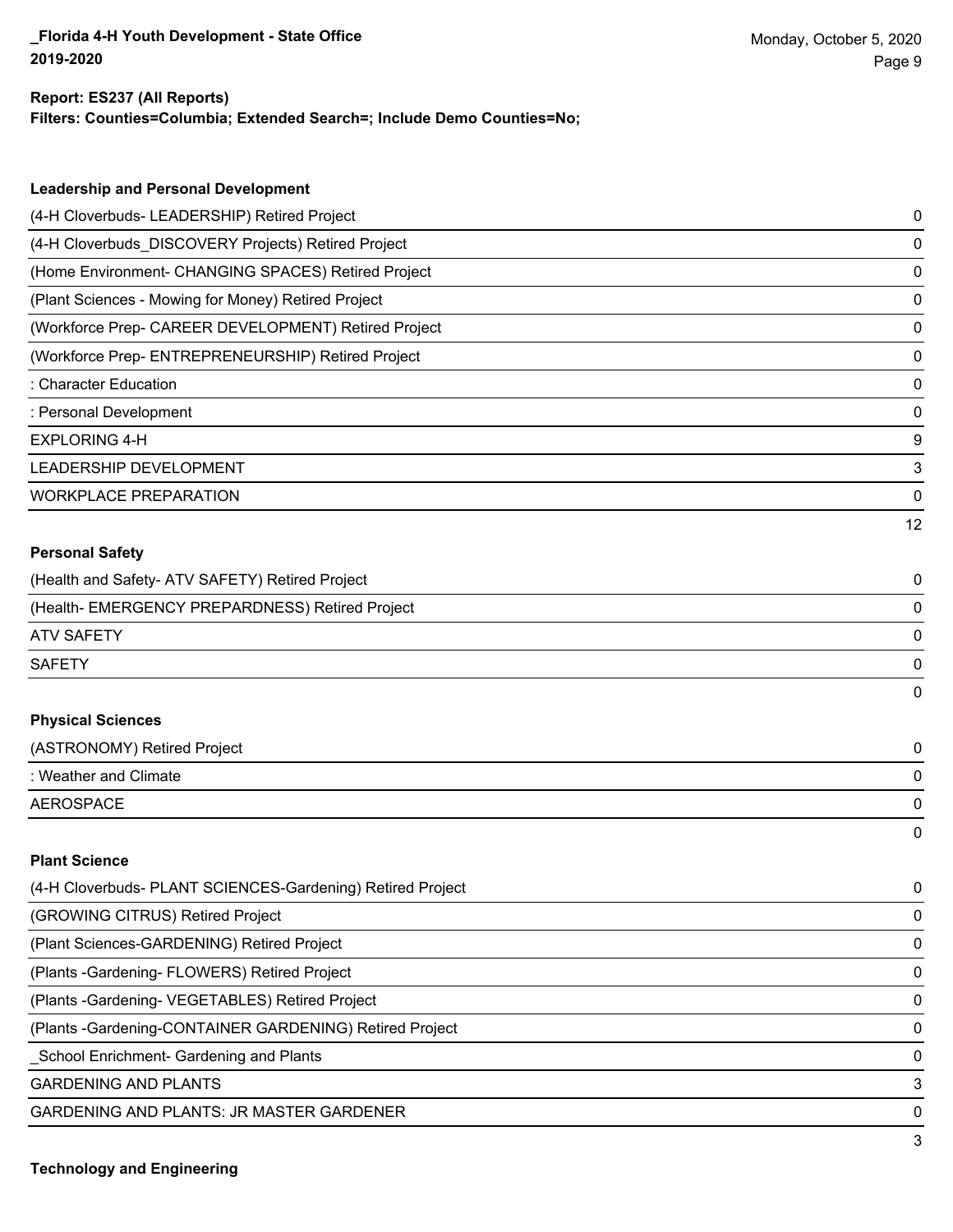**Report: ES237 (All Reports)**
**Filters: Counties=Columbia; Extended Search=; Include Demo Counties=No;**

### Leadership and Personal Development

| | |
|---|---|
| (4-H Cloverbuds- LEADERSHIP) Retired Project | 0 |
| (4-H Cloverbuds_DISCOVERY Projects) Retired Project | 0 |
| (Home Environment- CHANGING SPACES) Retired Project | 0 |
| (Plant Sciences - Mowing for Money) Retired Project | 0 |
| (Workforce Prep- CAREER DEVELOPMENT) Retired Project | 0 |
| (Workforce Prep- ENTREPRENEURSHIP) Retired Project | 0 |
| : Character Education | 0 |
| : Personal Development | 0 |
| EXPLORING 4-H | 9 |
| LEADERSHIP DEVELOPMENT | 3 |
| WORKPLACE PREPARATION | 0 |
| | 12 |

### Personal Safety

| | |
|---|---|
| (Health and Safety- ATV SAFETY) Retired Project | 0 |
| (Health- EMERGENCY PREPARDNESS) Retired Project | 0 |
| ATV SAFETY | 0 |
| SAFETY | 0 |
| | 0 |

### Physical Sciences

| | |
|---|---|
| (ASTRONOMY) Retired Project | 0 |
| : Weather and Climate | 0 |
| AEROSPACE | 0 |
| | 0 |

### Plant Science

| | |
|---|---|
| (4-H Cloverbuds- PLANT SCIENCES-Gardening) Retired Project | 0 |
| (GROWING CITRUS) Retired Project | 0 |
| (Plant Sciences-GARDENING) Retired Project | 0 |
| (Plants -Gardening- FLOWERS) Retired Project | 0 |
| (Plants -Gardening- VEGETABLES) Retired Project | 0 |
| (Plants -Gardening-CONTAINER GARDENING) Retired Project | 0 |
| _School Enrichment- Gardening and Plants | 0 |
| GARDENING AND PLANTS | 3 |
| GARDENING AND PLANTS: JR MASTER GARDENER | 0 |
| | 3 |

### Technology and Engineering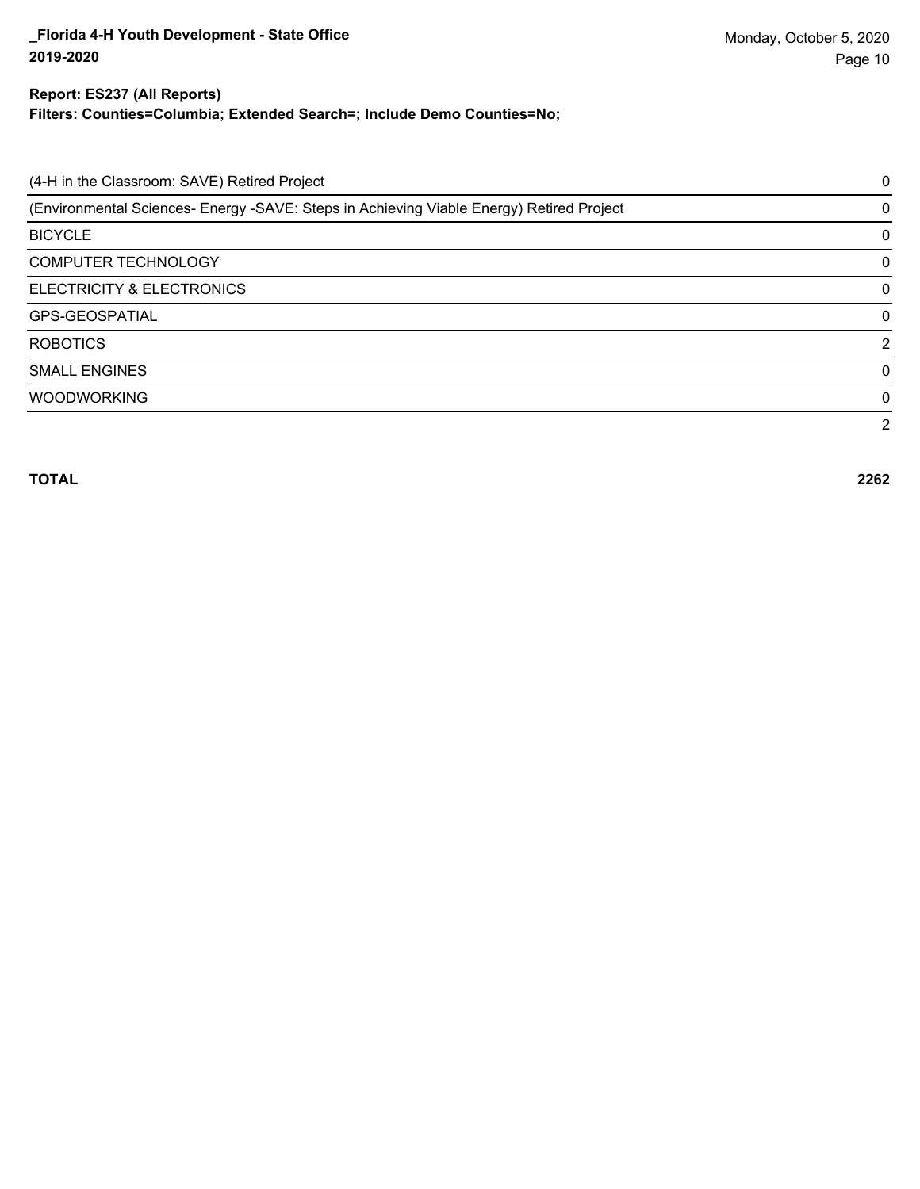**Report: ES237 (All Reports)**
**Filters: Counties=Columbia; Extended Search=; Include Demo Counties=No;**

| | |
|---|---|
| (4-H in the Classroom: SAVE) Retired Project | 0 |
| (Environmental Sciences- Energy -SAVE: Steps in Achieving Viable Energy) Retired Project | 0 |
| BICYCLE | 0 |
| COMPUTER TECHNOLOGY | 0 |
| ELECTRICITY & ELECTRONICS | 0 |
| GPS-GEOSPATIAL | 0 |
| ROBOTICS | 2 |
| SMALL ENGINES | 0 |
| WOODWORKING | 0 |
| | 2 |

**TOTAL** **2262**